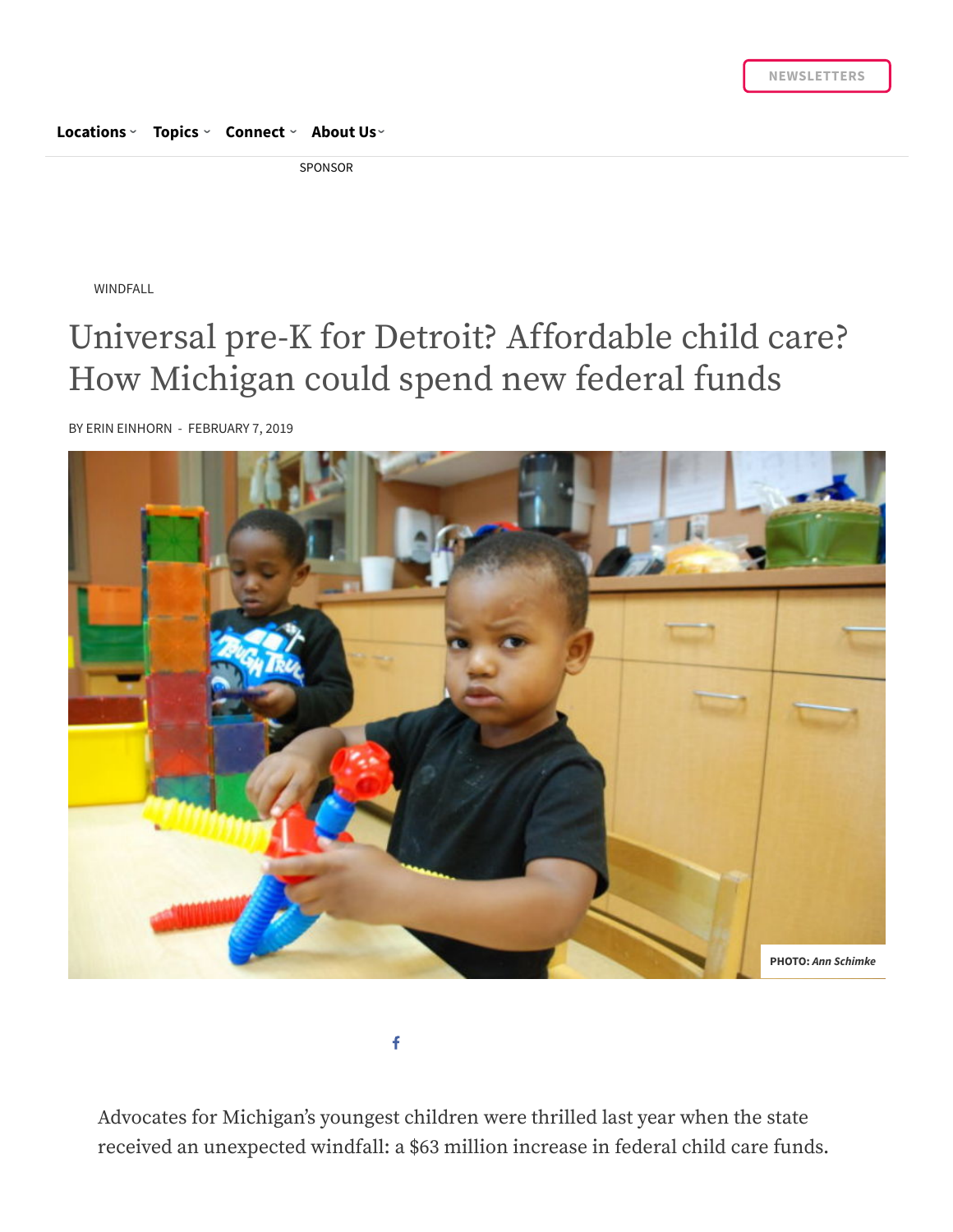NEWSLETTERS

Locations Topics Connect About Us

SPONSOR

WINDFALL

# Universal pre-K for Detroit? Affordable child care? How Michigan could spend new federal funds

BY ERIN EINHORN - FEBRUARY 7, 2019

PHOTO: *Ann Schimke*

Advocates for Michigan's youngest children were thrilled last year when the state received an unexpected windfall: a $63 million increase in federal child care funds.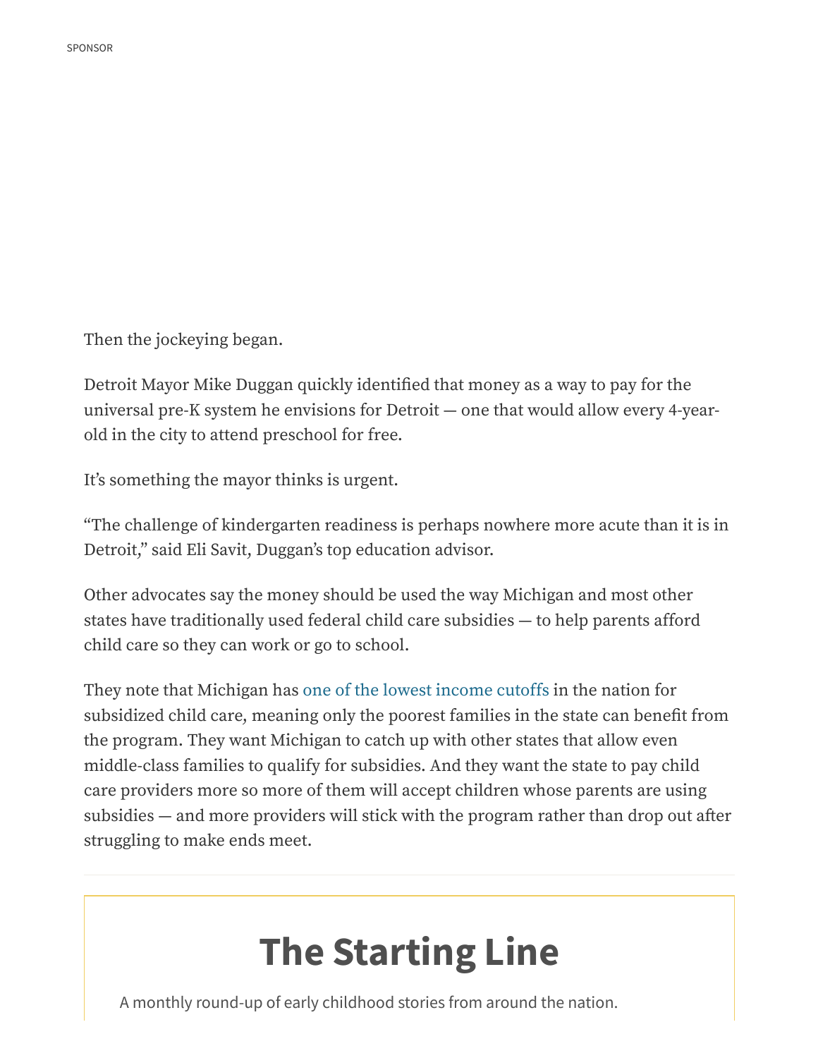SPONSOR

Then the jockeying began.

Detroit Mayor Mike Duggan quickly identified that money as a way to pay for the universal pre-K system he envisions for Detroit — one that would allow every 4-year-old in the city to attend preschool for free.

It's something the mayor thinks is urgent.

"The challenge of kindergarten readiness is perhaps nowhere more acute than it is in Detroit," said Eli Savit, Duggan's top education advisor.

Other advocates say the money should be used the way Michigan and most other states have traditionally used federal child care subsidies — to help parents afford child care so they can work or go to school.

They note that Michigan has one of the lowest income cutoffs in the nation for subsidized child care, meaning only the poorest families in the state can benefit from the program. They want Michigan to catch up with other states that allow even middle-class families to qualify for subsidies. And they want the state to pay child care providers more so more of them will accept children whose parents are using subsidies — and more providers will stick with the program rather than drop out after struggling to make ends meet.

## The Starting Line

A monthly round-up of early childhood stories from around the nation.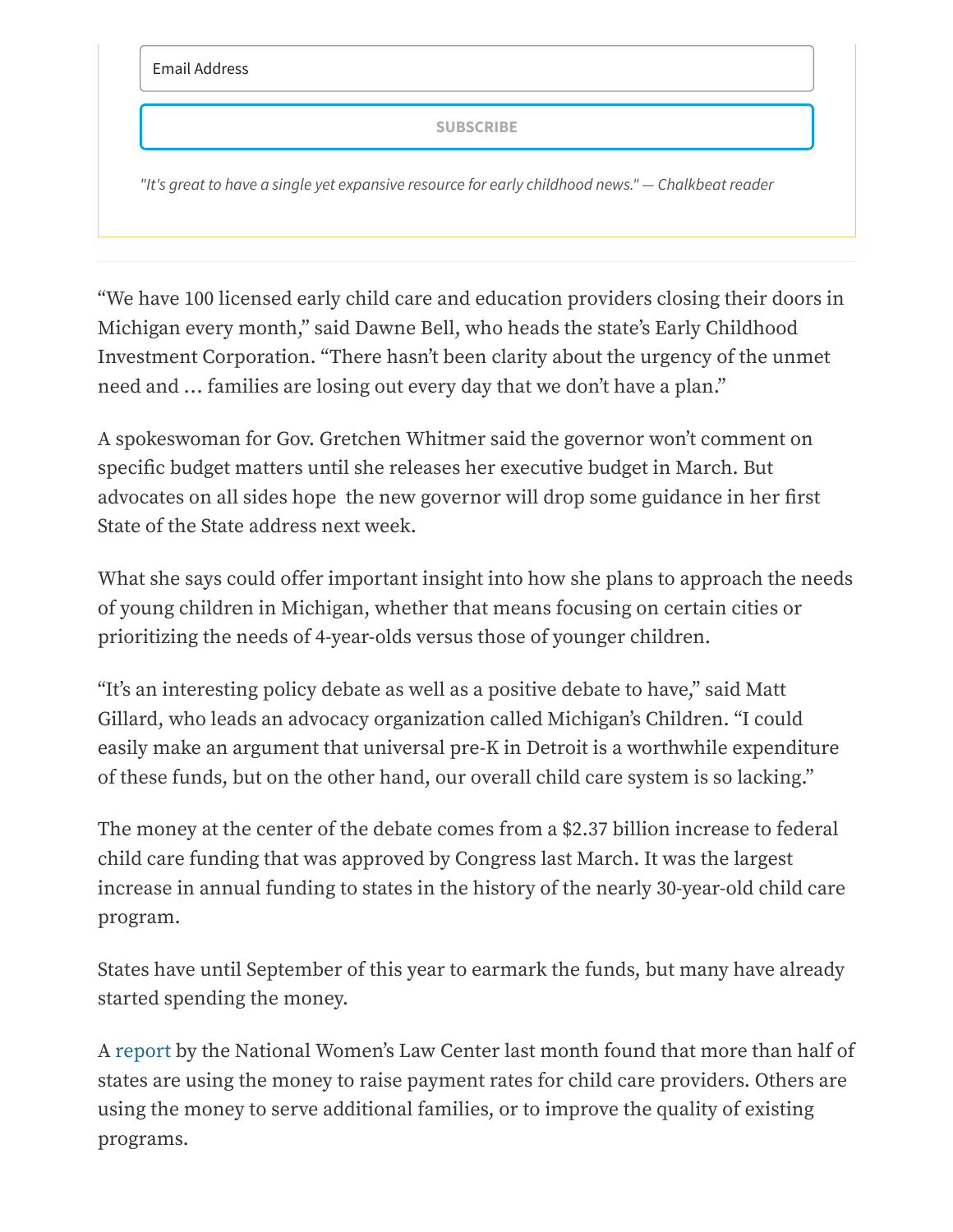Email Address

SUBSCRIBE

*"It's great to have a single yet expansive resource for early childhood news." — Chalkbeat reader*

---

“We have 100 licensed early child care and education providers closing their doors in Michigan every month,” said Dawne Bell, who heads the state’s Early Childhood Investment Corporation. “There hasn’t been clarity about the urgency of the unmet need and … families are losing out every day that we don’t have a plan.”

A spokeswoman for Gov. Gretchen Whitmer said the governor won’t comment on specific budget matters until she releases her executive budget in March. But advocates on all sides hope the new governor will drop some guidance in her first State of the State address next week.

What she says could offer important insight into how she plans to approach the needs of young children in Michigan, whether that means focusing on certain cities or prioritizing the needs of 4-year-olds versus those of younger children.

“It’s an interesting policy debate as well as a positive debate to have,” said Matt Gillard, who leads an advocacy organization called Michigan’s Children. “I could easily make an argument that universal pre-K in Detroit is a worthwhile expenditure of these funds, but on the other hand, our overall child care system is so lacking.”

The money at the center of the debate comes from a $2.37 billion increase to federal child care funding that was approved by Congress last March. It was the largest increase in annual funding to states in the history of the nearly 30-year-old child care program.

States have until September of this year to earmark the funds, but many have already started spending the money.

A report by the National Women’s Law Center last month found that more than half of states are using the money to raise payment rates for child care providers. Others are using the money to serve additional families, or to improve the quality of existing programs.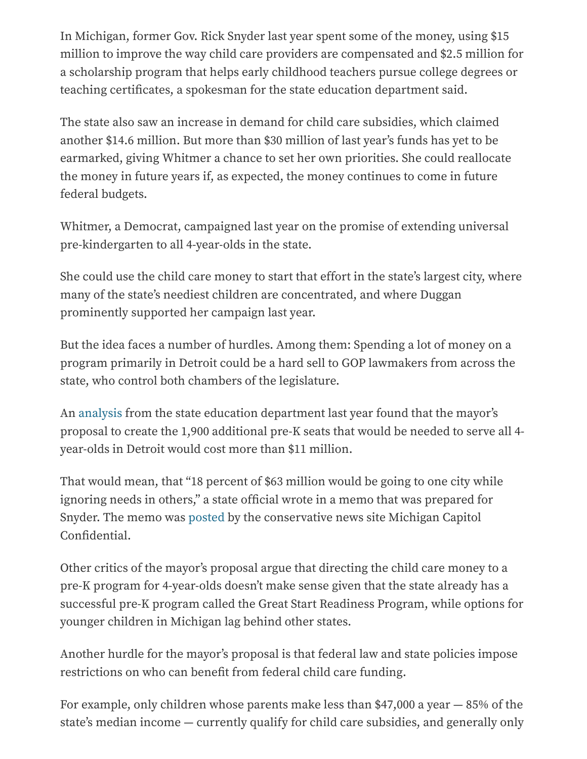In Michigan, former Gov. Rick Snyder last year spent some of the money, using $15 million to improve the way child care providers are compensated and $2.5 million for a scholarship program that helps early childhood teachers pursue college degrees or teaching certificates, a spokesman for the state education department said.

The state also saw an increase in demand for child care subsidies, which claimed another $14.6 million. But more than $30 million of last year's funds has yet to be earmarked, giving Whitmer a chance to set her own priorities. She could reallocate the money in future years if, as expected, the money continues to come in future federal budgets.

Whitmer, a Democrat, campaigned last year on the promise of extending universal pre-kindergarten to all 4-year-olds in the state.

She could use the child care money to start that effort in the state's largest city, where many of the state's neediest children are concentrated, and where Duggan prominently supported her campaign last year.

But the idea faces a number of hurdles. Among them: Spending a lot of money on a program primarily in Detroit could be a hard sell to GOP lawmakers from across the state, who control both chambers of the legislature.

An analysis from the state education department last year found that the mayor's proposal to create the 1,900 additional pre-K seats that would be needed to serve all 4-year-olds in Detroit would cost more than $11 million.

That would mean, that "18 percent of $63 million would be going to one city while ignoring needs in others," a state official wrote in a memo that was prepared for Snyder. The memo was posted by the conservative news site Michigan Capitol Confidential.

Other critics of the mayor's proposal argue that directing the child care money to a pre-K program for 4-year-olds doesn't make sense given that the state already has a successful pre-K program called the Great Start Readiness Program, while options for younger children in Michigan lag behind other states.

Another hurdle for the mayor's proposal is that federal law and state policies impose restrictions on who can benefit from federal child care funding.

For example, only children whose parents make less than $47,000 a year — 85% of the state's median income — currently qualify for child care subsidies, and generally only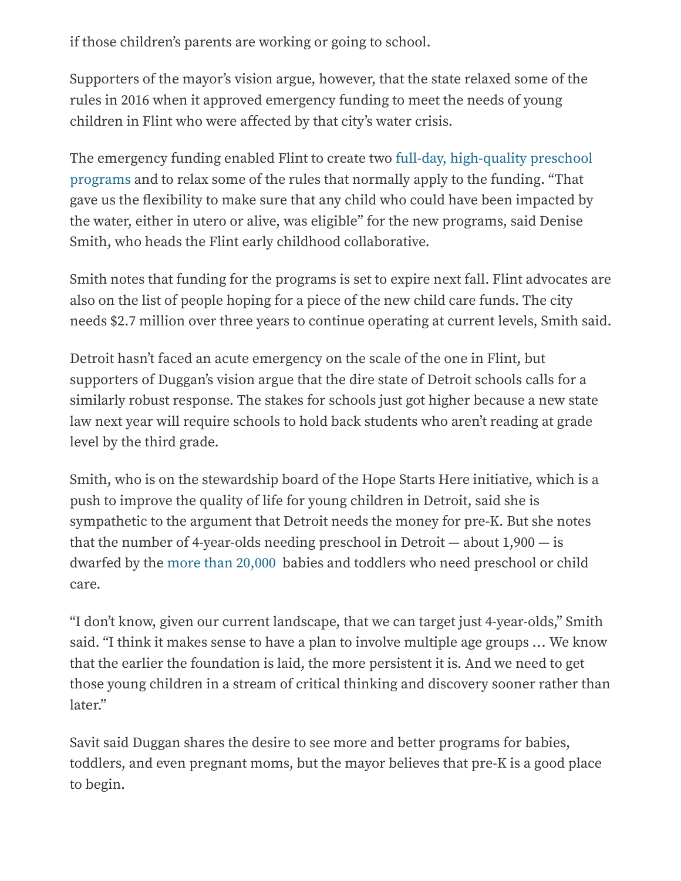if those children's parents are working or going to school.

Supporters of the mayor's vision argue, however, that the state relaxed some of the rules in 2016 when it approved emergency funding to meet the needs of young children in Flint who were affected by that city's water crisis.

The emergency funding enabled Flint to create two full-day, high-quality preschool programs and to relax some of the rules that normally apply to the funding. "That gave us the flexibility to make sure that any child who could have been impacted by the water, either in utero or alive, was eligible" for the new programs, said Denise Smith, who heads the Flint early childhood collaborative.

Smith notes that funding for the programs is set to expire next fall. Flint advocates are also on the list of people hoping for a piece of the new child care funds. The city needs $2.7 million over three years to continue operating at current levels, Smith said.

Detroit hasn't faced an acute emergency on the scale of the one in Flint, but supporters of Duggan's vision argue that the dire state of Detroit schools calls for a similarly robust response. The stakes for schools just got higher because a new state law next year will require schools to hold back students who aren't reading at grade level by the third grade.

Smith, who is on the stewardship board of the Hope Starts Here initiative, which is a push to improve the quality of life for young children in Detroit, said she is sympathetic to the argument that Detroit needs the money for pre-K. But she notes that the number of 4-year-olds needing preschool in Detroit — about 1,900 — is dwarfed by the more than 20,000 babies and toddlers who need preschool or child care.

"I don't know, given our current landscape, that we can target just 4-year-olds," Smith said. "I think it makes sense to have a plan to involve multiple age groups … We know that the earlier the foundation is laid, the more persistent it is. And we need to get those young children in a stream of critical thinking and discovery sooner rather than later."

Savit said Duggan shares the desire to see more and better programs for babies, toddlers, and even pregnant moms, but the mayor believes that pre-K is a good place to begin.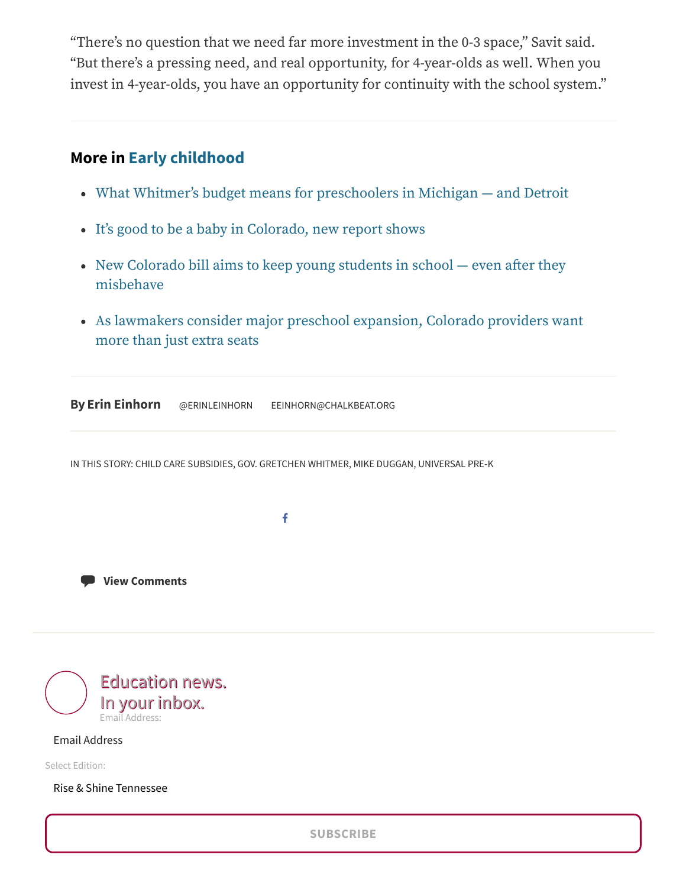"There's no question that we need far more investment in the 0-3 space," Savit said. "But there's a pressing need, and real opportunity, for 4-year-olds as well. When you invest in 4-year-olds, you have an opportunity for continuity with the school system."

---

## More in Early childhood

- What Whitmer's budget means for preschoolers in Michigan — and Detroit
- It's good to be a baby in Colorado, new report shows
- New Colorado bill aims to keep young students in school — even after they misbehave
- As lawmakers consider major preschool expansion, Colorado providers want more than just extra seats

---

**By Erin Einhorn** @ERINLEINHORN EEINHORN@CHALKBEAT.ORG

---

IN THIS STORY: CHILD CARE SUBSIDIES, GOV. GRETCHEN WHITMER, MIKE DUGGAN, UNIVERSAL PRE-K

View Comments

---

Education news.
In your inbox.

Email Address:

Email Address

Select Edition:

Rise & Shine Tennessee

SUBSCRIBE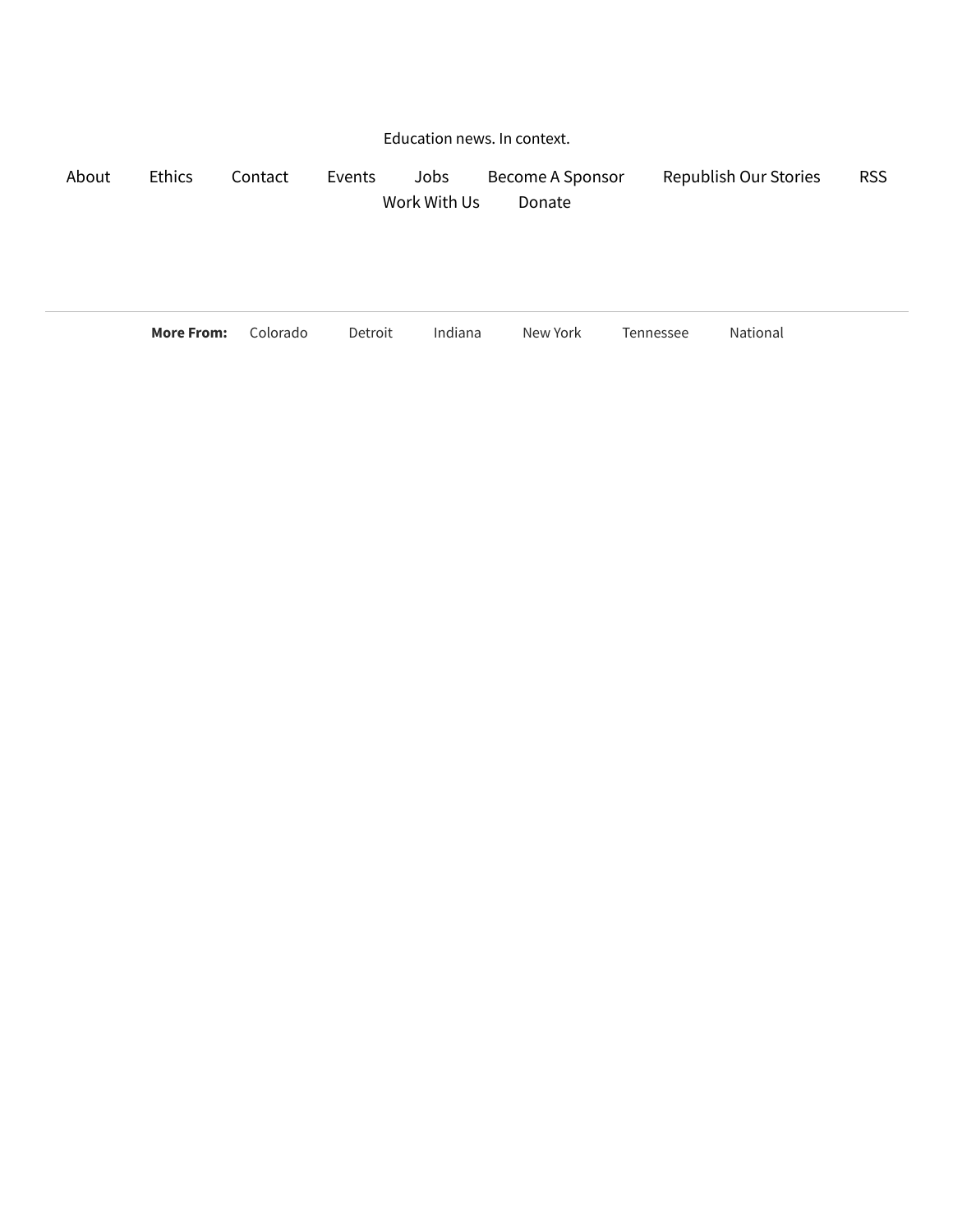Education news. In context.

About Ethics Contact Events Jobs Become A Sponsor Republish Our Stories RSS Work With Us Donate

---

**More From:** Colorado Detroit Indiana New York Tennessee National